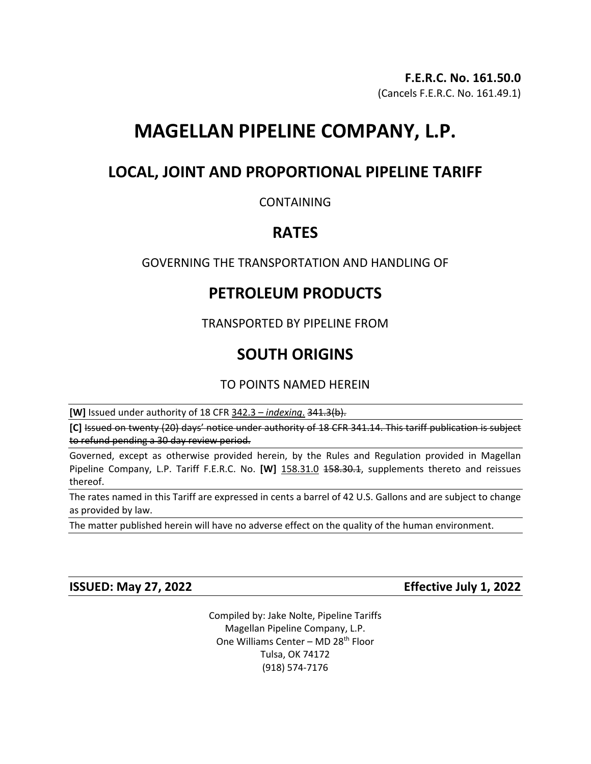**F.E.R.C. No. 161.50.0**
(Cancels F.E.R.C. No. 161.49.1)

# MAGELLAN PIPELINE COMPANY, L.P.

## LOCAL, JOINT AND PROPORTIONAL PIPELINE TARIFF

CONTAINING

## RATES

GOVERNING THE TRANSPORTATION AND HANDLING OF

## PETROLEUM PRODUCTS

TRANSPORTED BY PIPELINE FROM

## SOUTH ORIGINS

TO POINTS NAMED HEREIN

**[W]** Issued under authority of 18 CFR <u>342.3 – *indexing*.</u> ~~341.3(b).~~

**[C]** ~~Issued on twenty (20) days' notice under authority of 18 CFR 341.14. This tariff publication is subject to refund pending a 30 day review period.~~

Governed, except as otherwise provided herein, by the Rules and Regulation provided in Magellan Pipeline Company, L.P. Tariff F.E.R.C. No. **[W]** <u>158.31.0</u> ~~158.30.1~~, supplements thereto and reissues thereof.

The rates named in this Tariff are expressed in cents a barrel of 42 U.S. Gallons and are subject to change as provided by law.

The matter published herein will have no adverse effect on the quality of the human environment.

**ISSUED: May 27, 2022** **Effective July 1, 2022**

Compiled by: Jake Nolte, Pipeline Tariffs
Magellan Pipeline Company, L.P.
One Williams Center – MD 28th Floor
Tulsa, OK 74172
(918) 574-7176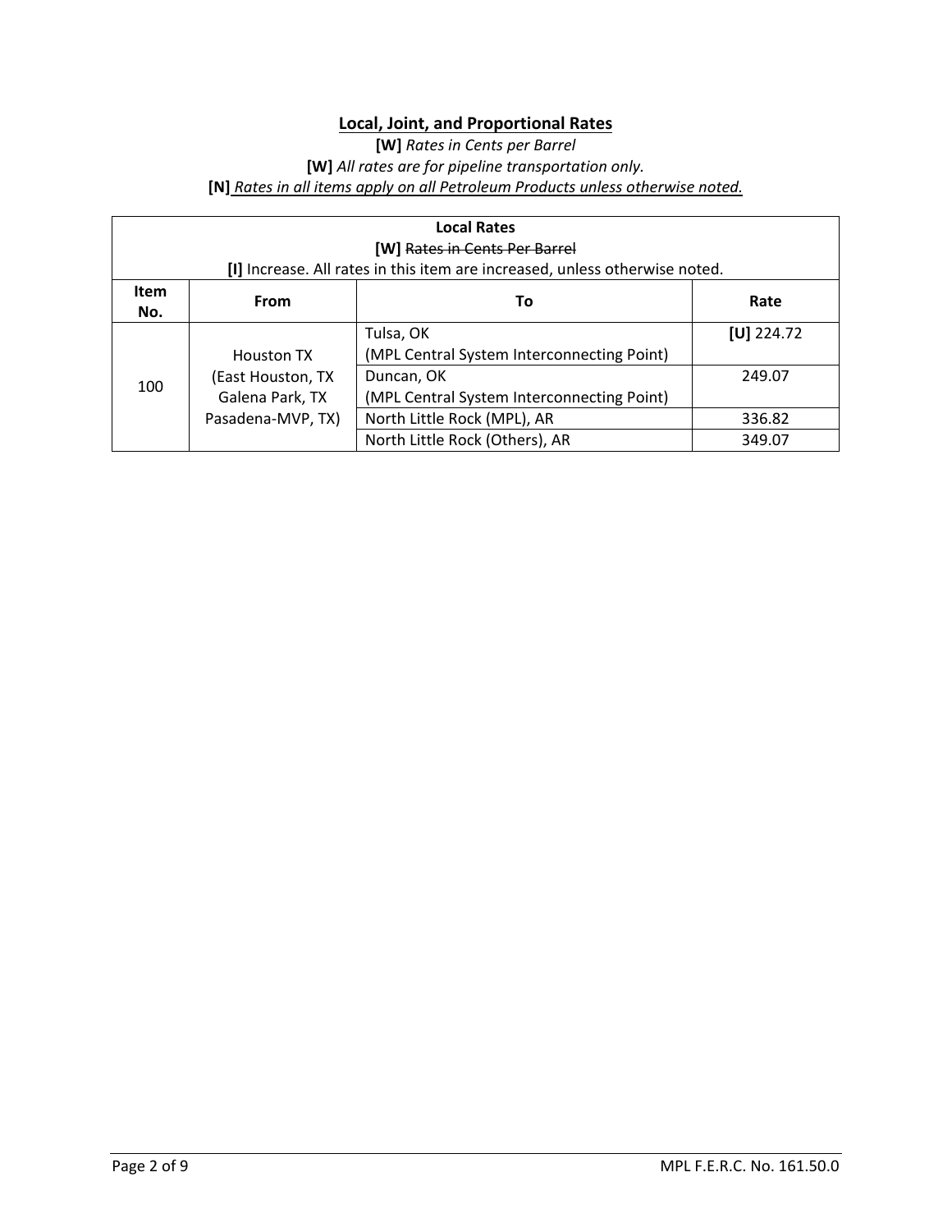## Local, Joint, and Proportional Rates

**[W]** *Rates in Cents per Barrel*

**[W]** *All rates are for pipeline transportation only.*

**[N]** *Rates in all items apply on all Petroleum Products unless otherwise noted.*

| Local Rates<br>**[W]** ~~Rates in Cents Per Barrel~~<br>**[I]** Increase. All rates in this item are increased, unless otherwise noted. | | | |
|---|---|---|---|
| **Item No.** | **From** | **To** | **Rate** |
| 100 | Houston TX (East Houston, TX Galena Park, TX Pasadena-MVP, TX) | Tulsa, OK (MPL Central System Interconnecting Point) | **[U]** 224.72 |
| | | Duncan, OK (MPL Central System Interconnecting Point) | 249.07 |
| | | North Little Rock (MPL), AR | 336.82 |
| | | North Little Rock (Others), AR | 349.07 |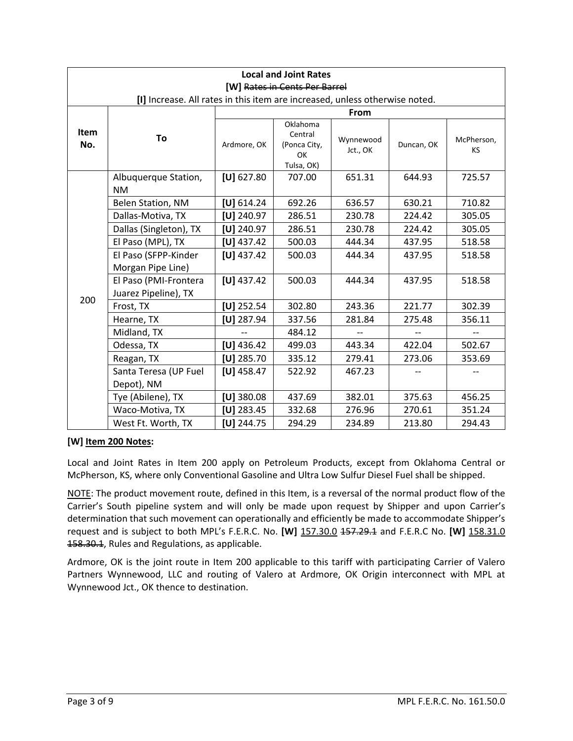| Local and Joint Rates<br>[W] ~~Rates in Cents Per Barrel~~<br>[I] Increase. All rates in this item are increased, unless otherwise noted. | | | | | | |
|---|---|---|---|---|---|---|
| Item No. | To | From | | | | |
| | | Ardmore, OK | Oklahoma Central (Ponca City, OK Tulsa, OK) | Wynnewood Jct., OK | Duncan, OK | McPherson, KS |
| 200 | Albuquerque Station, NM | **[U]** 627.80 | 707.00 | 651.31 | 644.93 | 725.57 |
| | Belen Station, NM | **[U]** 614.24 | 692.26 | 636.57 | 630.21 | 710.82 |
| | Dallas-Motiva, TX | **[U]** 240.97 | 286.51 | 230.78 | 224.42 | 305.05 |
| | Dallas (Singleton), TX | **[U]** 240.97 | 286.51 | 230.78 | 224.42 | 305.05 |
| | El Paso (MPL), TX | **[U]** 437.42 | 500.03 | 444.34 | 437.95 | 518.58 |
| | El Paso (SFPP-Kinder Morgan Pipe Line) | **[U]** 437.42 | 500.03 | 444.34 | 437.95 | 518.58 |
| | El Paso (PMI-Frontera Juarez Pipeline), TX | **[U]** 437.42 | 500.03 | 444.34 | 437.95 | 518.58 |
| | Frost, TX | **[U]** 252.54 | 302.80 | 243.36 | 221.77 | 302.39 |
| | Hearne, TX | **[U]** 287.94 | 337.56 | 281.84 | 275.48 | 356.11 |
| | Midland, TX | -- | 484.12 | -- | -- | -- |
| | Odessa, TX | **[U]** 436.42 | 499.03 | 443.34 | 422.04 | 502.67 |
| | Reagan, TX | **[U]** 285.70 | 335.12 | 279.41 | 273.06 | 353.69 |
| | Santa Teresa (UP Fuel Depot), NM | **[U]** 458.47 | 522.92 | 467.23 | -- | -- |
| | Tye (Abilene), TX | **[U]** 380.08 | 437.69 | 382.01 | 375.63 | 456.25 |
| | Waco-Motiva, TX | **[U]** 283.45 | 332.68 | 276.96 | 270.61 | 351.24 |
| | West Ft. Worth, TX | **[U]** 244.75 | 294.29 | 234.89 | 213.80 | 294.43 |

**[W] Item 200 Notes:**

Local and Joint Rates in Item 200 apply on Petroleum Products, except from Oklahoma Central or McPherson, KS, where only Conventional Gasoline and Ultra Low Sulfur Diesel Fuel shall be shipped.

NOTE: The product movement route, defined in this Item, is a reversal of the normal product flow of the Carrier's South pipeline system and will only be made upon request by Shipper and upon Carrier's determination that such movement can operationally and efficiently be made to accommodate Shipper's request and is subject to both MPL's F.E.R.C. No. **[W]** 157.30.0 ~~157.29.1~~ and F.E.R.C No. **[W]** 158.31.0 ~~158.30.1~~, Rules and Regulations, as applicable.

Ardmore, OK is the joint route in Item 200 applicable to this tariff with participating Carrier of Valero Partners Wynnewood, LLC and routing of Valero at Ardmore, OK Origin interconnect with MPL at Wynnewood Jct., OK thence to destination.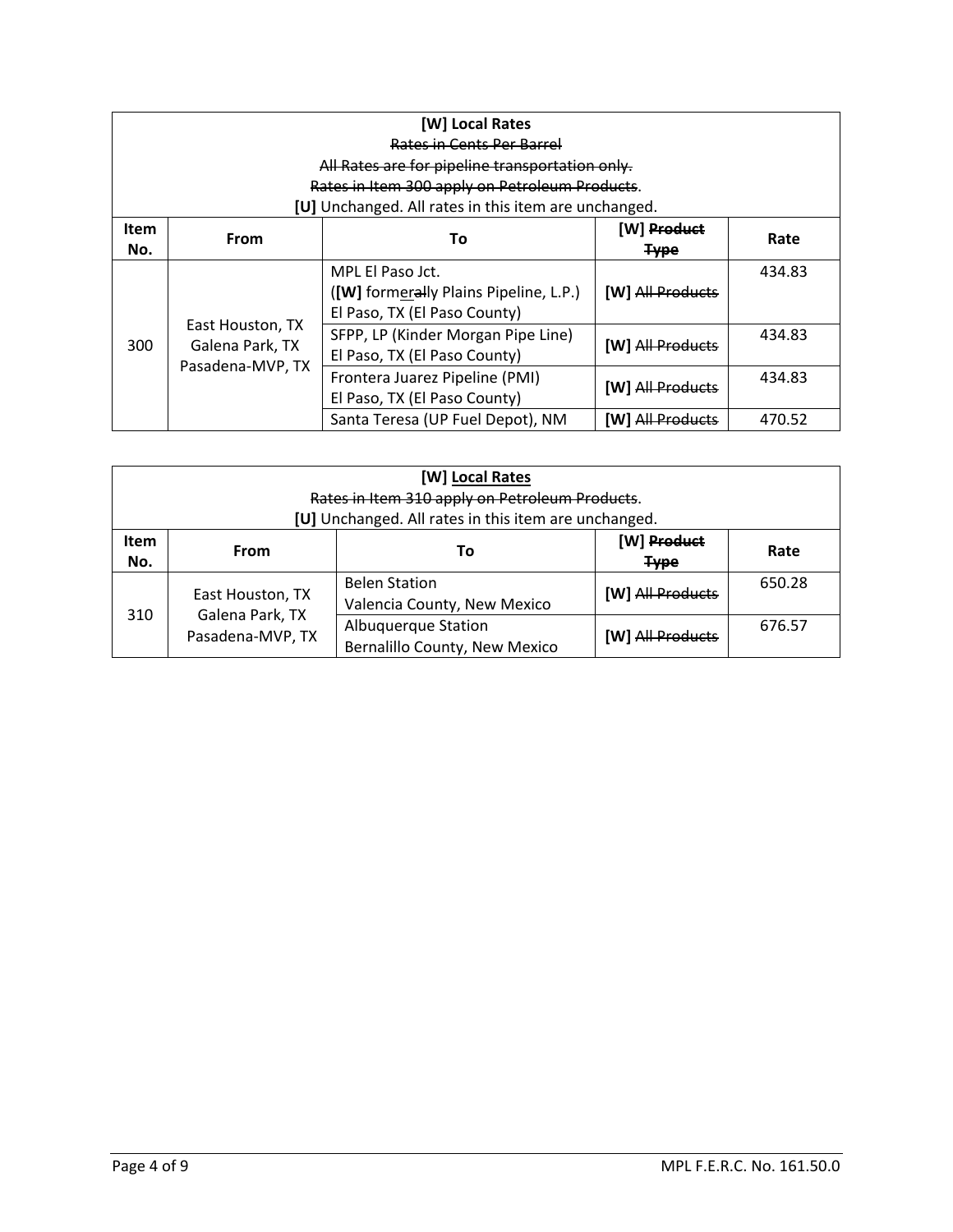| [W] Local Rates<br>~~Rates in Cents Per Barrel~~<br>~~All Rates are for pipeline transportation only.~~<br>~~Rates in Item 300 apply on Petroleum Products~~.<br>[U] Unchanged. All rates in this item are unchanged. | | | | |
|---|---|---|---|---|
| **Item No.** | **From** | **To** | **[W] ~~Product Type~~** | **Rate** |
| 300 | East Houston, TX<br>Galena Park, TX<br>Pasadena-MVP, TX | MPL El Paso Jct.<br>(**[W]** form<u>er</u>~~al~~ly Plains Pipeline, L.P.)<br>El Paso, TX (El Paso County) | **[W]** ~~All Products~~ | 434.83 |
| | | SFPP, LP (Kinder Morgan Pipe Line)<br>El Paso, TX (El Paso County) | **[W]** ~~All Products~~ | 434.83 |
| | | Frontera Juarez Pipeline (PMI)<br>El Paso, TX (El Paso County) | **[W]** ~~All Products~~ | 434.83 |
| | | Santa Teresa (UP Fuel Depot), NM | **[W]** ~~All Products~~ | 470.52 |

| [W] <u>Local Rates</u><br>~~Rates in Item 310 apply on Petroleum Products~~.<br>[U] Unchanged. All rates in this item are unchanged. | | | | |
|---|---|---|---|---|
| **Item No.** | **From** | **To** | **[W] ~~Product Type~~** | **Rate** |
| 310 | East Houston, TX<br>Galena Park, TX<br>Pasadena-MVP, TX | Belen Station<br>Valencia County, New Mexico | **[W]** ~~All Products~~ | 650.28 |
| | | Albuquerque Station<br>Bernalillo County, New Mexico | **[W]** ~~All Products~~ | 676.57 |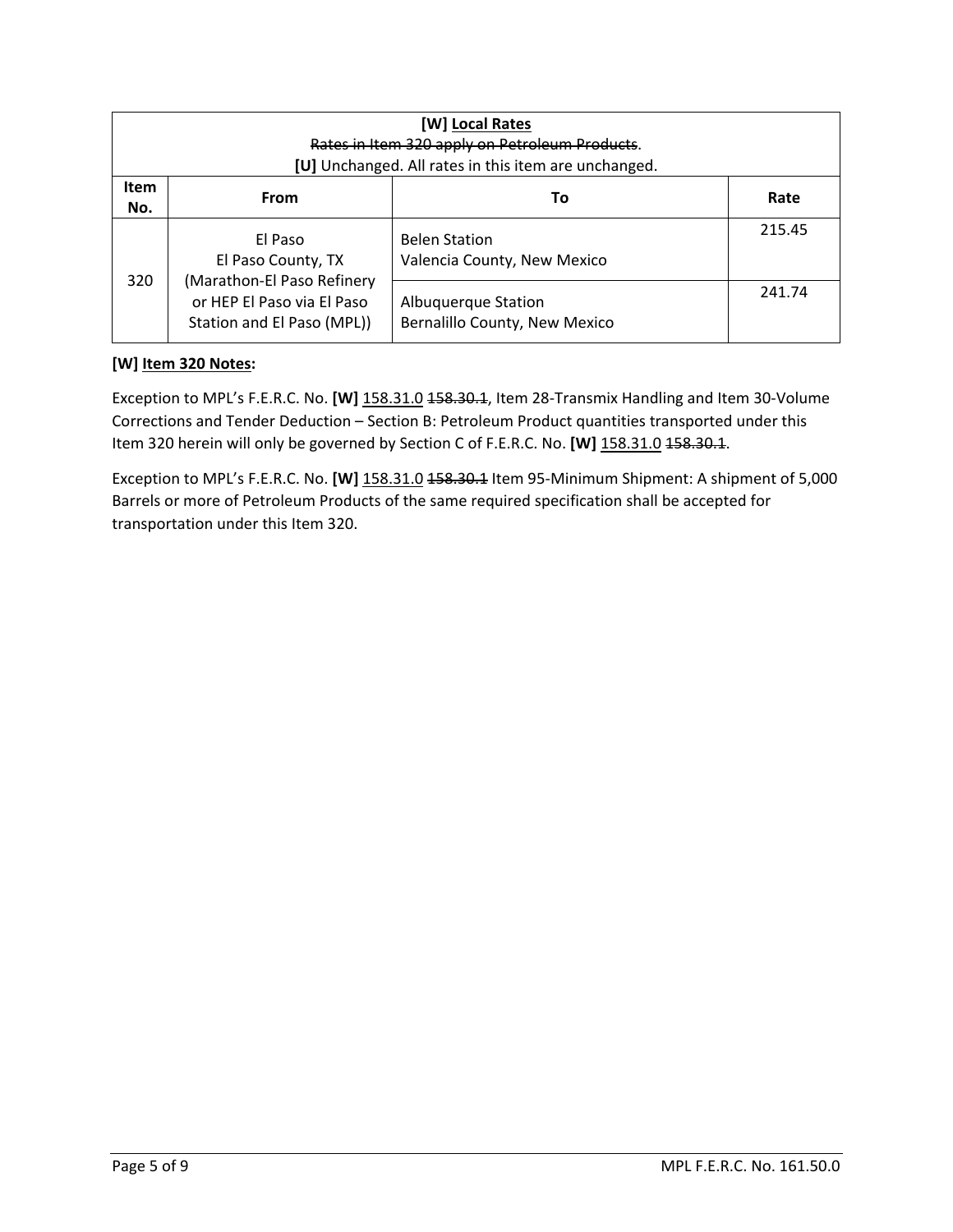| [W] <u>Local Rates</u><br>~~Rates in Item 320 apply on Petroleum Products~~.<br>[U] Unchanged. All rates in this item are unchanged. | | | |
|---|---|---|---|
| **Item No.** | **From** | **To** | **Rate** |
| 320 | El Paso<br>El Paso County, TX<br>(Marathon-El Paso Refinery or HEP El Paso via El Paso Station and El Paso (MPL)) | Belen Station<br>Valencia County, New Mexico | 215.45 |
| | | Albuquerque Station<br>Bernalillo County, New Mexico | 241.74 |

**[W] <u>Item 320 Notes</u>:**

Exception to MPL's F.E.R.C. No. **[W]** <u>158.31.0</u> ~~158.30.1~~, Item 28-Transmix Handling and Item 30-Volume Corrections and Tender Deduction – Section B: Petroleum Product quantities transported under this Item 320 herein will only be governed by Section C of F.E.R.C. No. **[W]** <u>158.31.0</u> ~~158.30.1~~.

Exception to MPL's F.E.R.C. No. **[W]** <u>158.31.0</u> ~~158.30.1~~ Item 95-Minimum Shipment: A shipment of 5,000 Barrels or more of Petroleum Products of the same required specification shall be accepted for transportation under this Item 320.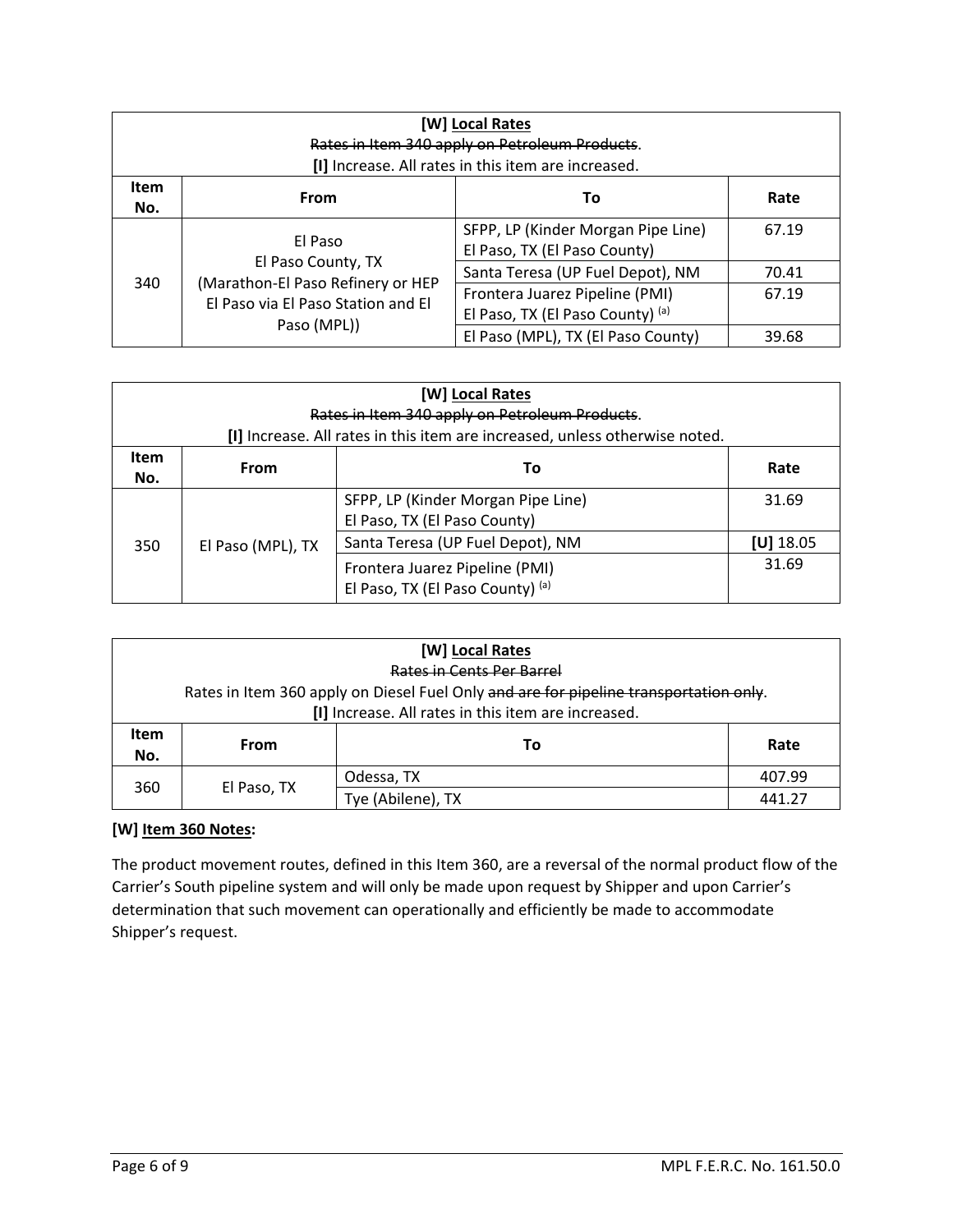| [W] Local Rates<br>~~Rates in Item 340 apply on Petroleum Products~~.<br>[I] Increase. All rates in this item are increased. | | | |
|---|---|---|---|
| **Item No.** | **From** | **To** | **Rate** |
| 340 | El Paso<br>El Paso County, TX<br>(Marathon-El Paso Refinery or HEP El Paso via El Paso Station and El Paso (MPL)) | SFPP, LP (Kinder Morgan Pipe Line)<br>El Paso, TX (El Paso County) | 67.19 |
| | | Santa Teresa (UP Fuel Depot), NM | 70.41 |
| | | Frontera Juarez Pipeline (PMI)<br>El Paso, TX (El Paso County) [(a)] | 67.19 |
| | | El Paso (MPL), TX (El Paso County) | 39.68 |

| [W] Local Rates<br>~~Rates in Item 340 apply on Petroleum Products~~.<br>[I] Increase. All rates in this item are increased, unless otherwise noted. | | | |
|---|---|---|---|
| **Item No.** | **From** | **To** | **Rate** |
| 350 | El Paso (MPL), TX | SFPP, LP (Kinder Morgan Pipe Line)<br>El Paso, TX (El Paso County) | 31.69 |
| | | Santa Teresa (UP Fuel Depot), NM | [U] 18.05 |
| | | Frontera Juarez Pipeline (PMI)<br>El Paso, TX (El Paso County) [(a)] | 31.69 |

| [W] Local Rates<br>~~Rates in Cents Per Barrel~~<br>Rates in Item 360 apply on Diesel Fuel Only ~~and are for pipeline transportation only~~.<br>[I] Increase. All rates in this item are increased. | | | |
|---|---|---|---|
| **Item No.** | **From** | **To** | **Rate** |
| 360 | El Paso, TX | Odessa, TX | 407.99 |
| | | Tye (Abilene), TX | 441.27 |

**[W] Item 360 Notes:**

The product movement routes, defined in this Item 360, are a reversal of the normal product flow of the Carrier's South pipeline system and will only be made upon request by Shipper and upon Carrier's determination that such movement can operationally and efficiently be made to accommodate Shipper's request.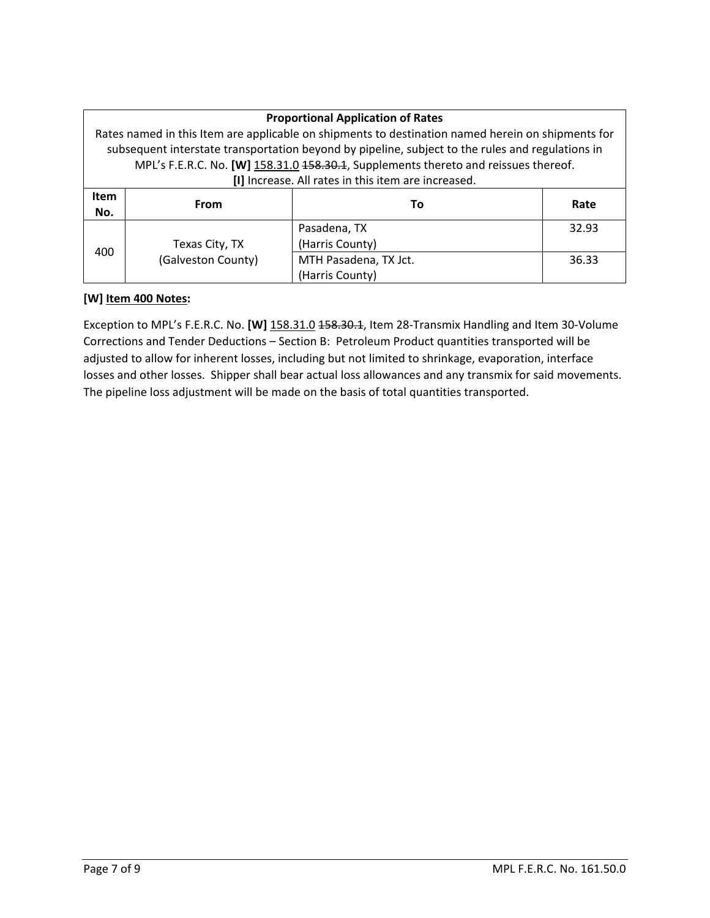| **Proportional Application of Rates**<br>Rates named in this Item are applicable on shipments to destination named herein on shipments for subsequent interstate transportation beyond by pipeline, subject to the rules and regulations in MPL's F.E.R.C. No. **[W]** <u>158.31.0</u> ~~158.30.1~~, Supplements thereto and reissues thereof.<br>**[I]** Increase. All rates in this item are increased. | | | |
|---|---|---|---|
| **Item No.** | **From** | **To** | **Rate** |
| 400 | Texas City, TX (Galveston County) | Pasadena, TX (Harris County) | 32.93 |
| | | MTH Pasadena, TX Jct. (Harris County) | 36.33 |

**[W] <u>Item 400 Notes</u>:**

Exception to MPL's F.E.R.C. No. **[W]** <u>158.31.0</u> ~~158.30.1~~, Item 28-Transmix Handling and Item 30-Volume Corrections and Tender Deductions – Section B: Petroleum Product quantities transported will be adjusted to allow for inherent losses, including but not limited to shrinkage, evaporation, interface losses and other losses. Shipper shall bear actual loss allowances and any transmix for said movements. The pipeline loss adjustment will be made on the basis of total quantities transported.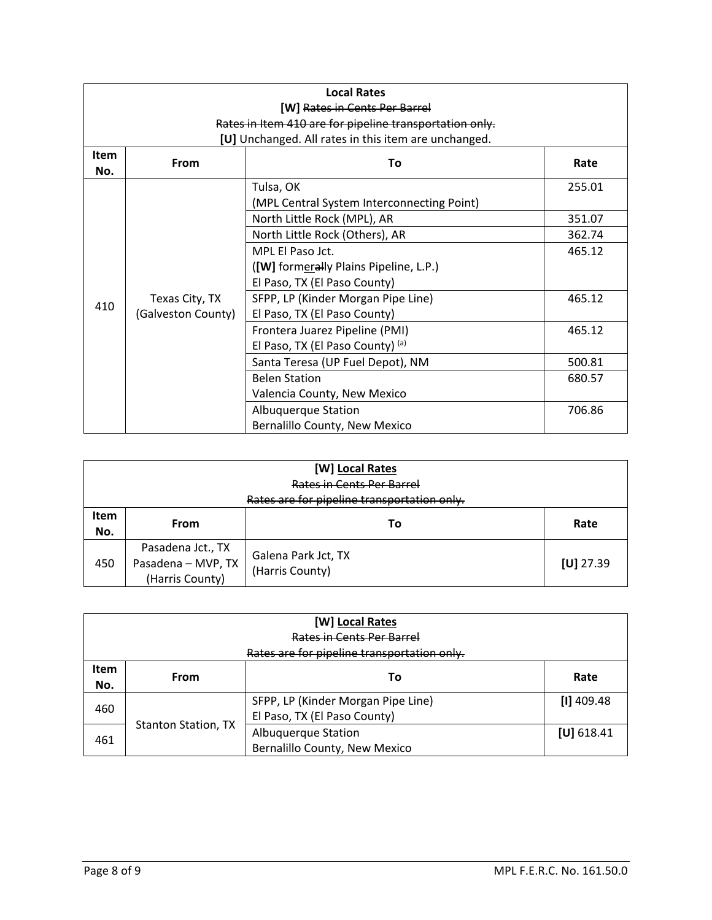| Local Rates<br>[W] ~~Rates in Cents Per Barrel~~<br>~~Rates in Item 410 are for pipeline transportation only.~~<br>[U] Unchanged. All rates in this item are unchanged. | | | |
|---|---|---|---|
| **Item No.** | **From** | **To** | **Rate** |
| 410 | Texas City, TX (Galveston County) | Tulsa, OK (MPL Central System Interconnecting Point) | 255.01 |
| | | North Little Rock (MPL), AR | 351.07 |
| | | North Little Rock (Others), AR | 362.74 |
| | | MPL El Paso Jct. (**[W]** form<u>er</u>~~al~~ly Plains Pipeline, L.P.) El Paso, TX (El Paso County) | 465.12 |
| | | SFPP, LP (Kinder Morgan Pipe Line) El Paso, TX (El Paso County) | 465.12 |
| | | Frontera Juarez Pipeline (PMI) El Paso, TX (El Paso County) (a) | 465.12 |
| | | Santa Teresa (UP Fuel Depot), NM | 500.81 |
| | | Belen Station Valencia County, New Mexico | 680.57 |
| | | Albuquerque Station Bernalillo County, New Mexico | 706.86 |

| [W] <u>Local Rates</u><br>~~Rates in Cents Per Barrel~~<br>~~Rates are for pipeline transportation only.~~ | | | |
|---|---|---|---|
| **Item No.** | **From** | **To** | **Rate** |
| 450 | Pasadena Jct., TX Pasadena – MVP, TX (Harris County) | Galena Park Jct, TX (Harris County) | **[U]** 27.39 |

| [W] <u>Local Rates</u><br>~~Rates in Cents Per Barrel~~<br>~~Rates are for pipeline transportation only.~~ | | | |
|---|---|---|---|
| **Item No.** | **From** | **To** | **Rate** |
| 460 | Stanton Station, TX | SFPP, LP (Kinder Morgan Pipe Line) El Paso, TX (El Paso County) | **[I]** 409.48 |
| 461 | | Albuquerque Station Bernalillo County, New Mexico | **[U]** 618.41 |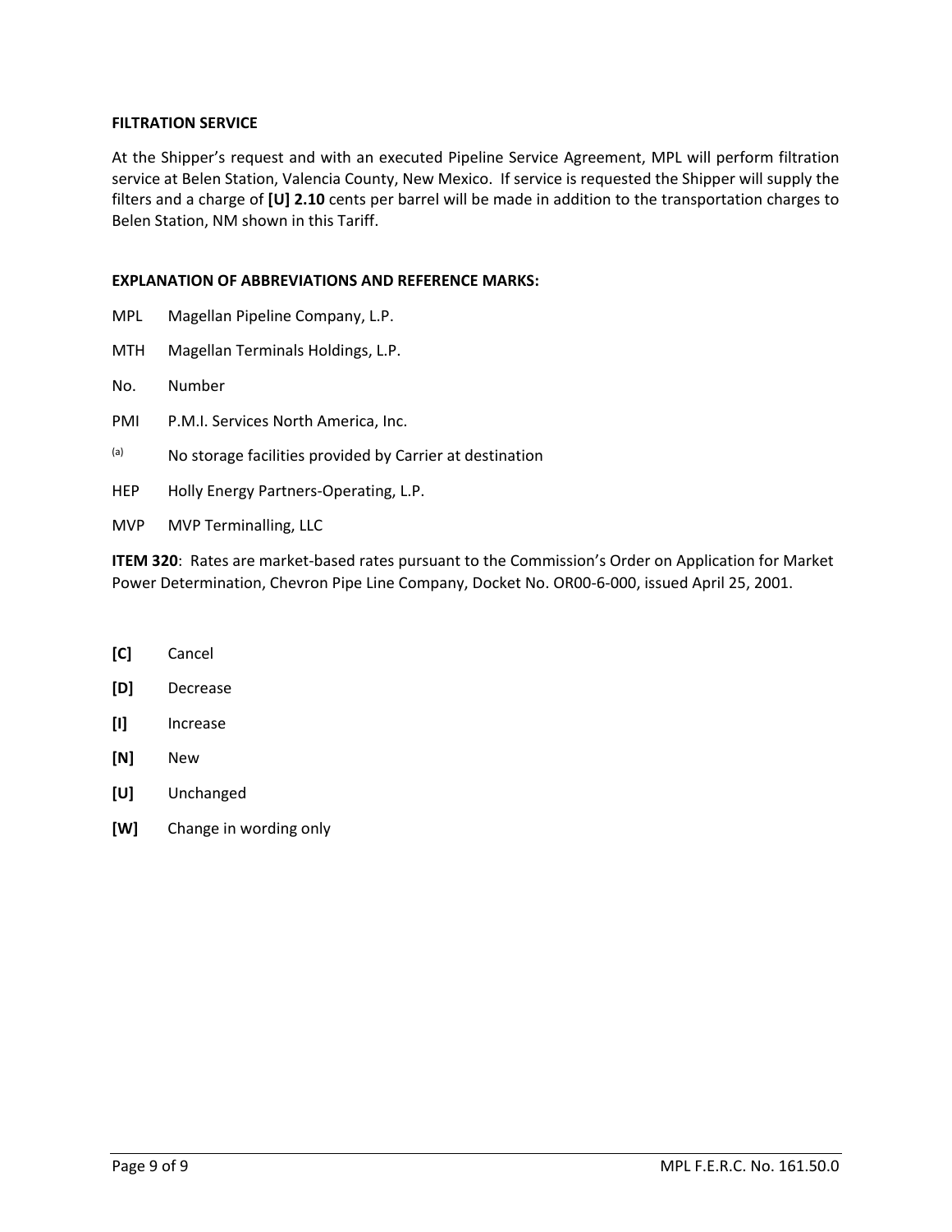**FILTRATION SERVICE**

At the Shipper's request and with an executed Pipeline Service Agreement, MPL will perform filtration service at Belen Station, Valencia County, New Mexico. If service is requested the Shipper will supply the filters and a charge of **[U] 2.10** cents per barrel will be made in addition to the transportation charges to Belen Station, NM shown in this Tariff.

**EXPLANATION OF ABBREVIATIONS AND REFERENCE MARKS:**

| | |
|---|---|
| MPL | Magellan Pipeline Company, L.P. |
| MTH | Magellan Terminals Holdings, L.P. |
| No. | Number |
| PMI | P.M.I. Services North America, Inc. |
| (a) | No storage facilities provided by Carrier at destination |
| HEP | Holly Energy Partners-Operating, L.P. |
| MVP | MVP Terminalling, LLC |

**ITEM 320**: Rates are market-based rates pursuant to the Commission's Order on Application for Market Power Determination, Chevron Pipe Line Company, Docket No. OR00-6-000, issued April 25, 2001.

| | |
|---|---|
| **[C]** | Cancel |
| **[D]** | Decrease |
| **[I]** | Increase |
| **[N]** | New |
| **[U]** | Unchanged |
| **[W]** | Change in wording only |